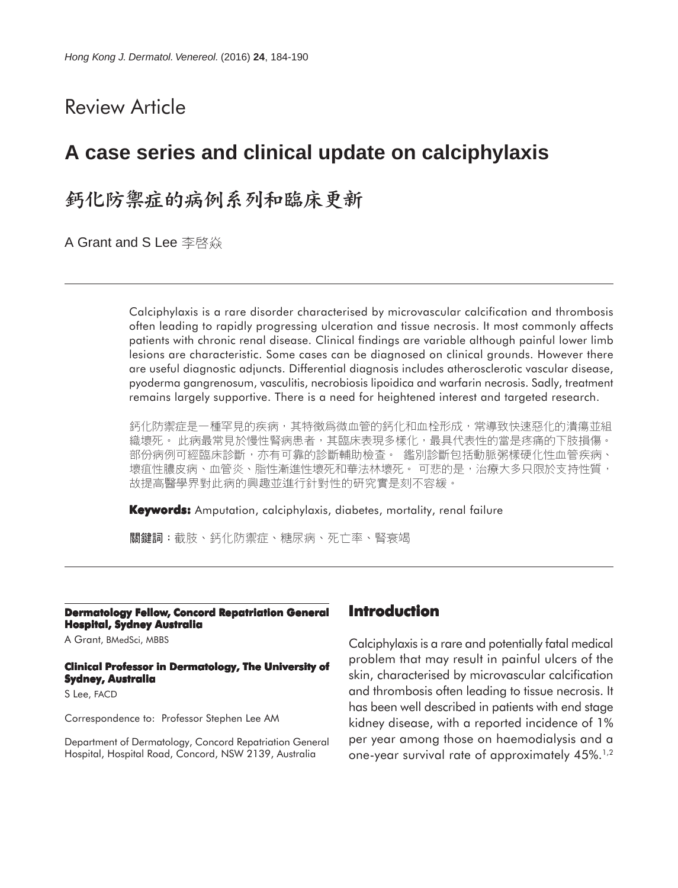Review Article

# A case series and clinical update on calciphylaxis

# 鈣化防禦症的病例系列和臨床更新

A Grant and S Lee 李啓焱

Calciphylaxis is a rare disorder characterised by microvascular calcification and thrombosis often leading to rapidly progressing ulceration and tissue necrosis. It most commonly affects patients with chronic renal disease. Clinical findings are variable although painful lower limb lesions are characteristic. Some cases can be diagnosed on clinical grounds. However there are useful diagnostic adjuncts. Differential diagnosis includes atherosclerotic vascular disease, pyoderma gangrenosum, vasculitis, necrobiosis lipoidica and warfarin necrosis. Sadly, treatment remains largely supportive. There is a need for heightened interest and targeted research.

鈣化防禦症是一種罕見的疾病，其特徵爲微血管的鈣化和血栓形成，常導致快速惡化的潰瘍並組織壞死。 此病最常見於慢性腎病患者，其臨床表現多樣化，最具代表性的當是疼痛的下肢損傷。部份病例可經臨床診斷，亦有可靠的診斷輔助檢查。 鑑別診斷包括動脈粥樣硬化性血管疾病、壞疽性膿皮病、血管炎、脂性漸進性壞死和華法林壞死。 可悲的是，治療大多只限於支持性質，故提高醫學界對此病的興趣並進行針對性的研究實是刻不容緩。

**Keywords:** Amputation, calciphylaxis, diabetes, mortality, renal failure

**關鍵詞**：截肢、鈣化防禦症、糖尿病、死亡率、腎衰竭

**Dermatology Fellow, Concord Repatriation General Hospital, Sydney Australia**

A Grant, BMedSci, MBBS

**Clinical Professor in Dermatology, The University of Sydney, Australia**

S Lee, FACD

Correspondence to: Professor Stephen Lee AM

Department of Dermatology, Concord Repatriation General Hospital, Hospital Road, Concord, NSW 2139, Australia

## Introduction

Calciphylaxis is a rare and potentially fatal medical problem that may result in painful ulcers of the skin, characterised by microvascular calcification and thrombosis often leading to tissue necrosis. It has been well described in patients with end stage kidney disease, with a reported incidence of 1% per year among those on haemodialysis and a one-year survival rate of approximately 45%.[1,2]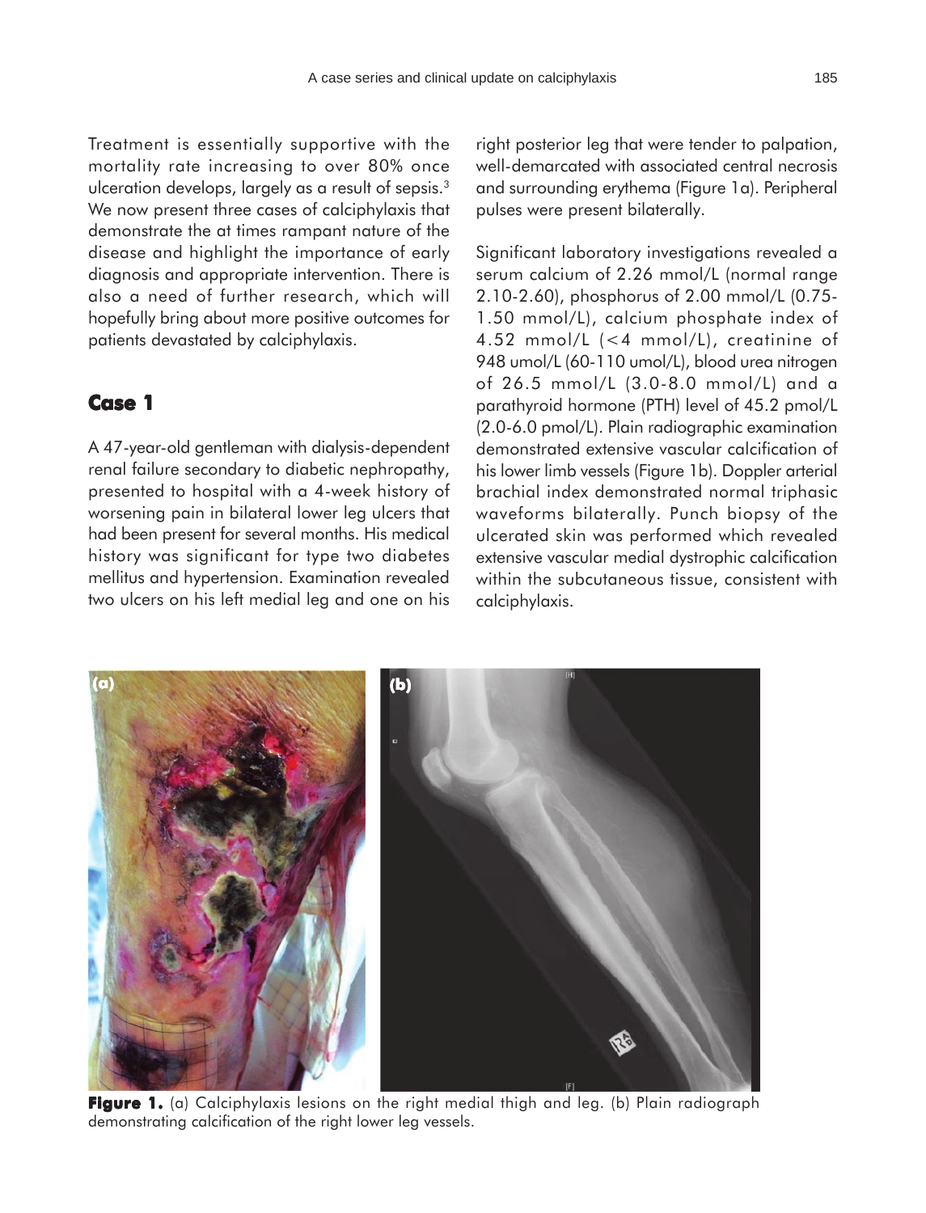Treatment is essentially supportive with the mortality rate increasing to over 80% once ulceration develops, largely as a result of sepsis.[3] We now present three cases of calciphylaxis that demonstrate the at times rampant nature of the disease and highlight the importance of early diagnosis and appropriate intervention. There is also a need of further research, which will hopefully bring about more positive outcomes for patients devastated by calciphylaxis.

## Case 1

A 47-year-old gentleman with dialysis-dependent renal failure secondary to diabetic nephropathy, presented to hospital with a 4-week history of worsening pain in bilateral lower leg ulcers that had been present for several months. His medical history was significant for type two diabetes mellitus and hypertension. Examination revealed two ulcers on his left medial leg and one on his right posterior leg that were tender to palpation, well-demarcated with associated central necrosis and surrounding erythema (Figure 1a). Peripheral pulses were present bilaterally.

Significant laboratory investigations revealed a serum calcium of 2.26 mmol/L (normal range 2.10-2.60), phosphorus of 2.00 mmol/L (0.75-1.50 mmol/L), calcium phosphate index of 4.52 mmol/L (<4 mmol/L), creatinine of 948 umol/L (60-110 umol/L), blood urea nitrogen of 26.5 mmol/L (3.0-8.0 mmol/L) and a parathyroid hormone (PTH) level of 45.2 pmol/L (2.0-6.0 pmol/L). Plain radiographic examination demonstrated extensive vascular calcification of his lower limb vessels (Figure 1b). Doppler arterial brachial index demonstrated normal triphasic waveforms bilaterally. Punch biopsy of the ulcerated skin was performed which revealed extensive vascular medial dystrophic calcification within the subcutaneous tissue, consistent with calciphylaxis.

**Figure 1.** (a) Calciphylaxis lesions on the right medial thigh and leg. (b) Plain radiograph demonstrating calcification of the right lower leg vessels.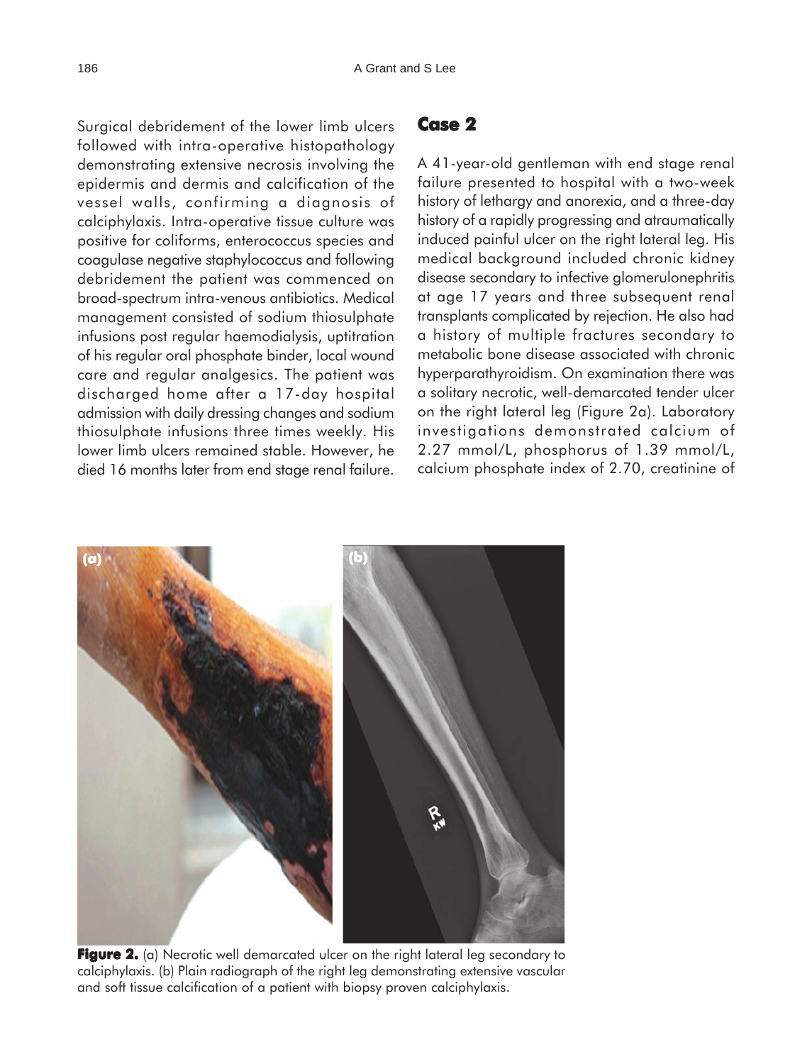Surgical debridement of the lower limb ulcers followed with intra-operative histopathology demonstrating extensive necrosis involving the epidermis and dermis and calcification of the vessel walls, confirming a diagnosis of calciphylaxis. Intra-operative tissue culture was positive for coliforms, enterococcus species and coagulase negative staphylococcus and following debridement the patient was commenced on broad-spectrum intra-venous antibiotics. Medical management consisted of sodium thiosulphate infusions post regular haemodialysis, uptitration of his regular oral phosphate binder, local wound care and regular analgesics. The patient was discharged home after a 17-day hospital admission with daily dressing changes and sodium thiosulphate infusions three times weekly. His lower limb ulcers remained stable. However, he died 16 months later from end stage renal failure.

## Case 2

A 41-year-old gentleman with end stage renal failure presented to hospital with a two-week history of lethargy and anorexia, and a three-day history of a rapidly progressing and atraumatically induced painful ulcer on the right lateral leg. His medical background included chronic kidney disease secondary to infective glomerulonephritis at age 17 years and three subsequent renal transplants complicated by rejection. He also had a history of multiple fractures secondary to metabolic bone disease associated with chronic hyperparathyroidism. On examination there was a solitary necrotic, well-demarcated tender ulcer on the right lateral leg (Figure 2a). Laboratory investigations demonstrated calcium of 2.27 mmol/L, phosphorus of 1.39 mmol/L, calcium phosphate index of 2.70, creatinine of

**Figure 2.** (a) Necrotic well demarcated ulcer on the right lateral leg secondary to calciphylaxis. (b) Plain radiograph of the right leg demonstrating extensive vascular and soft tissue calcification of a patient with biopsy proven calciphylaxis.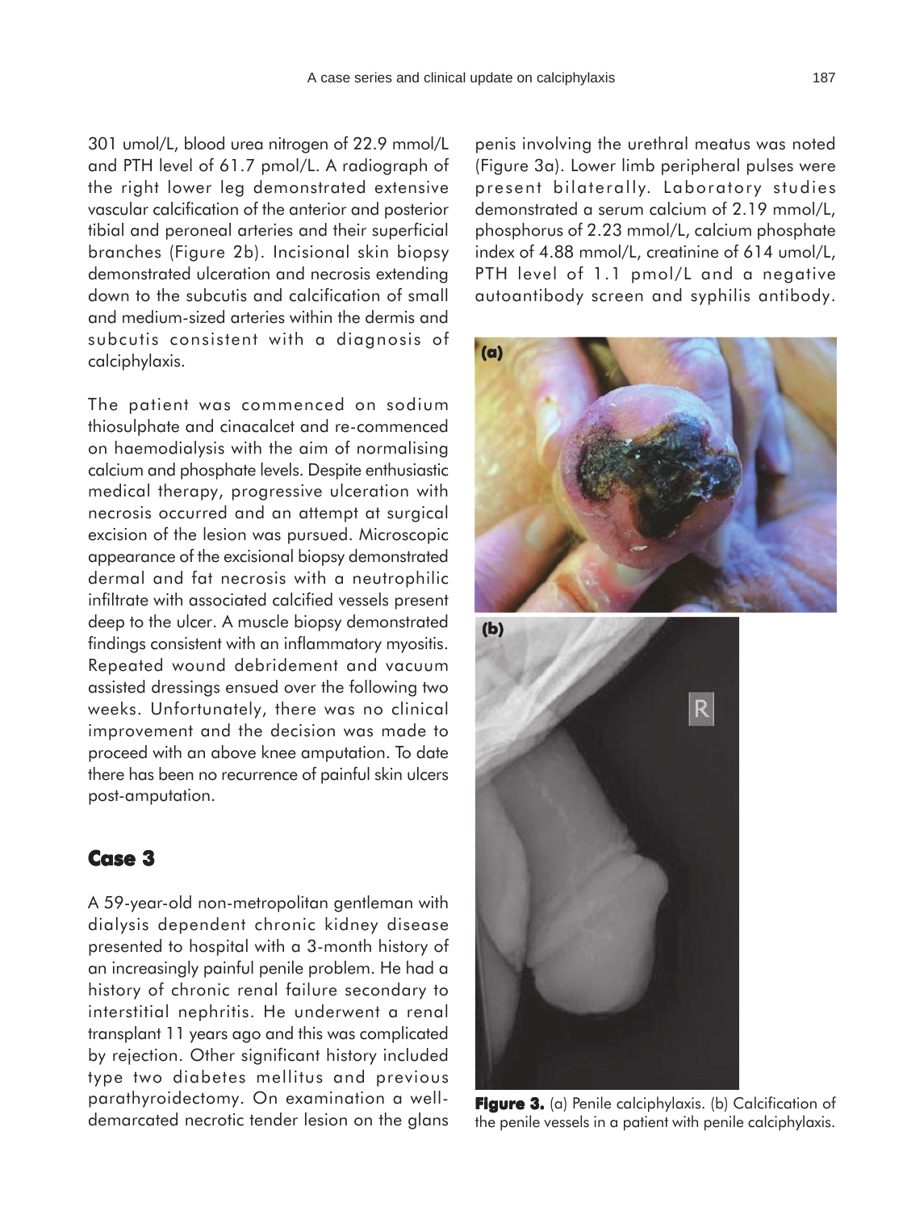301 umol/L, blood urea nitrogen of 22.9 mmol/L and PTH level of 61.7 pmol/L. A radiograph of the right lower leg demonstrated extensive vascular calcification of the anterior and posterior tibial and peroneal arteries and their superficial branches (Figure 2b). Incisional skin biopsy demonstrated ulceration and necrosis extending down to the subcutis and calcification of small and medium-sized arteries within the dermis and subcutis consistent with a diagnosis of calciphylaxis.

The patient was commenced on sodium thiosulphate and cinacalcet and re-commenced on haemodialysis with the aim of normalising calcium and phosphate levels. Despite enthusiastic medical therapy, progressive ulceration with necrosis occurred and an attempt at surgical excision of the lesion was pursued. Microscopic appearance of the excisional biopsy demonstrated dermal and fat necrosis with a neutrophilic infiltrate with associated calcified vessels present deep to the ulcer. A muscle biopsy demonstrated findings consistent with an inflammatory myositis. Repeated wound debridement and vacuum assisted dressings ensued over the following two weeks. Unfortunately, there was no clinical improvement and the decision was made to proceed with an above knee amputation. To date there has been no recurrence of painful skin ulcers post-amputation.

## Case 3

A 59-year-old non-metropolitan gentleman with dialysis dependent chronic kidney disease presented to hospital with a 3-month history of an increasingly painful penile problem. He had a history of chronic renal failure secondary to interstitial nephritis. He underwent a renal transplant 11 years ago and this was complicated by rejection. Other significant history included type two diabetes mellitus and previous parathyroidectomy. On examination a well-demarcated necrotic tender lesion on the glans penis involving the urethral meatus was noted (Figure 3a). Lower limb peripheral pulses were present bilaterally. Laboratory studies demonstrated a serum calcium of 2.19 mmol/L, phosphorus of 2.23 mmol/L, calcium phosphate index of 4.88 mmol/L, creatinine of 614 umol/L, PTH level of 1.1 pmol/L and a negative autoantibody screen and syphilis antibody.

**Figure 3.** (a) Penile calciphylaxis. (b) Calcification of the penile vessels in a patient with penile calciphylaxis.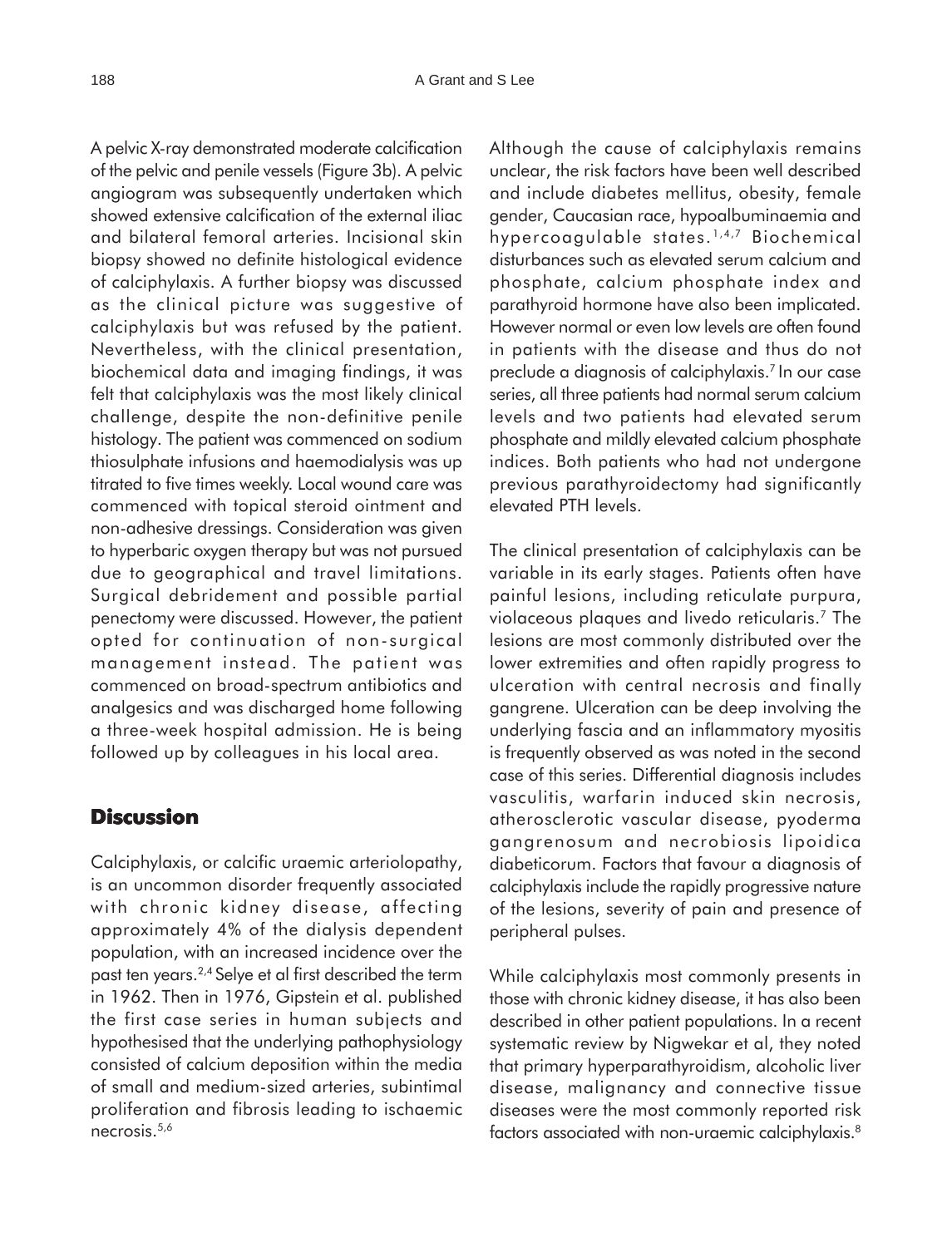A pelvic X-ray demonstrated moderate calcification of the pelvic and penile vessels (Figure 3b). A pelvic angiogram was subsequently undertaken which showed extensive calcification of the external iliac and bilateral femoral arteries. Incisional skin biopsy showed no definite histological evidence of calciphylaxis. A further biopsy was discussed as the clinical picture was suggestive of calciphylaxis but was refused by the patient. Nevertheless, with the clinical presentation, biochemical data and imaging findings, it was felt that calciphylaxis was the most likely clinical challenge, despite the non-definitive penile histology. The patient was commenced on sodium thiosulphate infusions and haemodialysis was up titrated to five times weekly. Local wound care was commenced with topical steroid ointment and non-adhesive dressings. Consideration was given to hyperbaric oxygen therapy but was not pursued due to geographical and travel limitations. Surgical debridement and possible partial penectomy were discussed. However, the patient opted for continuation of non-surgical management instead. The patient was commenced on broad-spectrum antibiotics and analgesics and was discharged home following a three-week hospital admission. He is being followed up by colleagues in his local area.

## Discussion

Calciphylaxis, or calcific uraemic arteriolopathy, is an uncommon disorder frequently associated with chronic kidney disease, affecting approximately 4% of the dialysis dependent population, with an increased incidence over the past ten years.[2,4] Selye et al first described the term in 1962. Then in 1976, Gipstein et al. published the first case series in human subjects and hypothesised that the underlying pathophysiology consisted of calcium deposition within the media of small and medium-sized arteries, subintimal proliferation and fibrosis leading to ischaemic necrosis.[5,6]

Although the cause of calciphylaxis remains unclear, the risk factors have been well described and include diabetes mellitus, obesity, female gender, Caucasian race, hypoalbuminaemia and hypercoagulable states.[1,4,7] Biochemical disturbances such as elevated serum calcium and phosphate, calcium phosphate index and parathyroid hormone have also been implicated. However normal or even low levels are often found in patients with the disease and thus do not preclude a diagnosis of calciphylaxis.[7] In our case series, all three patients had normal serum calcium levels and two patients had elevated serum phosphate and mildly elevated calcium phosphate indices. Both patients who had not undergone previous parathyroidectomy had significantly elevated PTH levels.

The clinical presentation of calciphylaxis can be variable in its early stages. Patients often have painful lesions, including reticulate purpura, violaceous plaques and livedo reticularis.[7] The lesions are most commonly distributed over the lower extremities and often rapidly progress to ulceration with central necrosis and finally gangrene. Ulceration can be deep involving the underlying fascia and an inflammatory myositis is frequently observed as was noted in the second case of this series. Differential diagnosis includes vasculitis, warfarin induced skin necrosis, atherosclerotic vascular disease, pyoderma gangrenosum and necrobiosis lipoidica diabeticorum. Factors that favour a diagnosis of calciphylaxis include the rapidly progressive nature of the lesions, severity of pain and presence of peripheral pulses.

While calciphylaxis most commonly presents in those with chronic kidney disease, it has also been described in other patient populations. In a recent systematic review by Nigwekar et al, they noted that primary hyperparathyroidism, alcoholic liver disease, malignancy and connective tissue diseases were the most commonly reported risk factors associated with non-uraemic calciphylaxis.[8]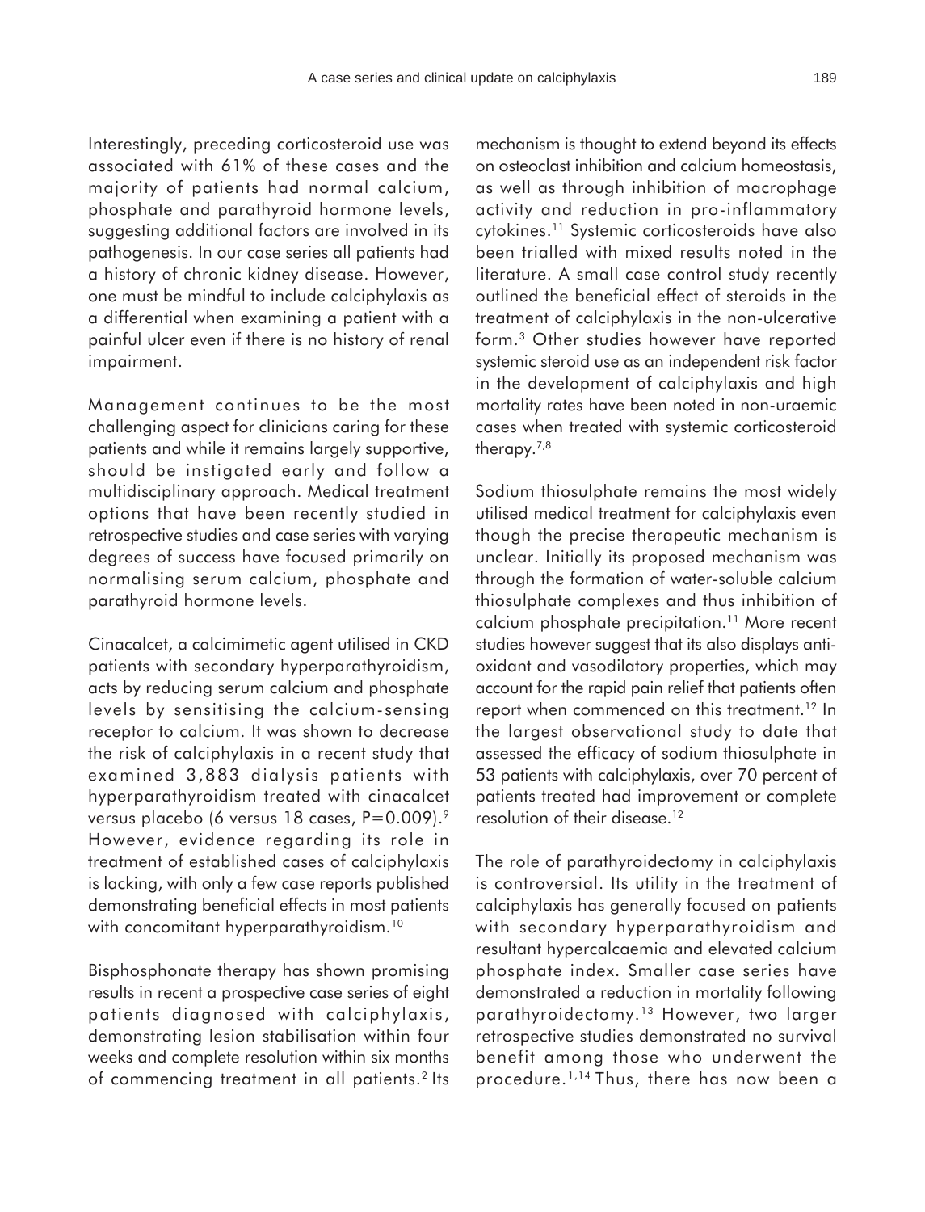Interestingly, preceding corticosteroid use was associated with 61% of these cases and the majority of patients had normal calcium, phosphate and parathyroid hormone levels, suggesting additional factors are involved in its pathogenesis. In our case series all patients had a history of chronic kidney disease. However, one must be mindful to include calciphylaxis as a differential when examining a patient with a painful ulcer even if there is no history of renal impairment.

Management continues to be the most challenging aspect for clinicians caring for these patients and while it remains largely supportive, should be instigated early and follow a multidisciplinary approach. Medical treatment options that have been recently studied in retrospective studies and case series with varying degrees of success have focused primarily on normalising serum calcium, phosphate and parathyroid hormone levels.

Cinacalcet, a calcimimetic agent utilised in CKD patients with secondary hyperparathyroidism, acts by reducing serum calcium and phosphate levels by sensitising the calcium-sensing receptor to calcium. It was shown to decrease the risk of calciphylaxis in a recent study that examined 3,883 dialysis patients with hyperparathyroidism treated with cinacalcet versus placebo (6 versus 18 cases, P=0.009).[9] However, evidence regarding its role in treatment of established cases of calciphylaxis is lacking, with only a few case reports published demonstrating beneficial effects in most patients with concomitant hyperparathyroidism.[10]

Bisphosphonate therapy has shown promising results in recent a prospective case series of eight patients diagnosed with calciphylaxis, demonstrating lesion stabilisation within four weeks and complete resolution within six months of commencing treatment in all patients.[2] Its mechanism is thought to extend beyond its effects on osteoclast inhibition and calcium homeostasis, as well as through inhibition of macrophage activity and reduction in pro-inflammatory cytokines.[11] Systemic corticosteroids have also been trialled with mixed results noted in the literature. A small case control study recently outlined the beneficial effect of steroids in the treatment of calciphylaxis in the non-ulcerative form.[3] Other studies however have reported systemic steroid use as an independent risk factor in the development of calciphylaxis and high mortality rates have been noted in non-uraemic cases when treated with systemic corticosteroid therapy.[7,8]

Sodium thiosulphate remains the most widely utilised medical treatment for calciphylaxis even though the precise therapeutic mechanism is unclear. Initially its proposed mechanism was through the formation of water-soluble calcium thiosulphate complexes and thus inhibition of calcium phosphate precipitation.[11] More recent studies however suggest that its also displays anti-oxidant and vasodilatory properties, which may account for the rapid pain relief that patients often report when commenced on this treatment.[12] In the largest observational study to date that assessed the efficacy of sodium thiosulphate in 53 patients with calciphylaxis, over 70 percent of patients treated had improvement or complete resolution of their disease.[12]

The role of parathyroidectomy in calciphylaxis is controversial. Its utility in the treatment of calciphylaxis has generally focused on patients with secondary hyperparathyroidism and resultant hypercalcaemia and elevated calcium phosphate index. Smaller case series have demonstrated a reduction in mortality following parathyroidectomy.[13] However, two larger retrospective studies demonstrated no survival benefit among those who underwent the procedure.[1,14] Thus, there has now been a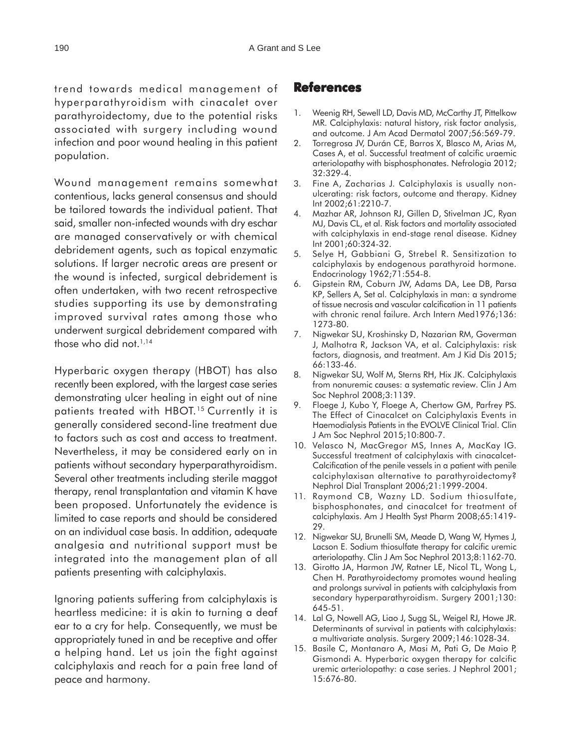trend towards medical management of hyperparathyroidism with cinacalet over parathyroidectomy, due to the potential risks associated with surgery including wound infection and poor wound healing in this patient population.

Wound management remains somewhat contentious, lacks general consensus and should be tailored towards the individual patient. That said, smaller non-infected wounds with dry eschar are managed conservatively or with chemical debridement agents, such as topical enzymatic solutions. If larger necrotic areas are present or the wound is infected, surgical debridement is often undertaken, with two recent retrospective studies supporting its use by demonstrating improved survival rates among those who underwent surgical debridement compared with those who did not.[1,14]

Hyperbaric oxygen therapy (HBOT) has also recently been explored, with the largest case series demonstrating ulcer healing in eight out of nine patients treated with HBOT.[15] Currently it is generally considered second-line treatment due to factors such as cost and access to treatment. Nevertheless, it may be considered early on in patients without secondary hyperparathyroidism. Several other treatments including sterile maggot therapy, renal transplantation and vitamin K have been proposed. Unfortunately the evidence is limited to case reports and should be considered on an individual case basis. In addition, adequate analgesia and nutritional support must be integrated into the management plan of all patients presenting with calciphylaxis.

Ignoring patients suffering from calciphylaxis is heartless medicine: it is akin to turning a deaf ear to a cry for help. Consequently, we must be appropriately tuned in and be receptive and offer a helping hand. Let us join the fight against calciphylaxis and reach for a pain free land of peace and harmony.

## References

1. Weenig RH, Sewell LD, Davis MD, McCarthy JT, Pittelkow MR. Calciphylaxis: natural history, risk factor analysis, and outcome. J Am Acad Dermatol 2007;56:569-79.
2. Torregrosa JV, Durán CE, Barros X, Blasco M, Arias M, Cases A, et al. Successful treatment of calcific uraemic arteriolopathy with bisphosphonates. Nefrologia 2012; 32:329-4.
3. Fine A, Zacharias J. Calciphylaxis is usually non-ulcerating: risk factors, outcome and therapy. Kidney Int 2002;61:2210-7.
4. Mazhar AR, Johnson RJ, Gillen D, Stivelman JC, Ryan MJ, Davis CL, et al. Risk factors and mortality associated with calciphylaxis in end-stage renal disease. Kidney Int 2001;60:324-32.
5. Selye H, Gabbiani G, Strebel R. Sensitization to calciphylaxis by endogenous parathyroid hormone. Endocrinology 1962;71:554-8.
6. Gipstein RM, Coburn JW, Adams DA, Lee DB, Parsa KP, Sellers A, Set al. Calciphylaxis in man: a syndrome of tissue necrosis and vascular calcification in 11 patients with chronic renal failure. Arch Intern Med1976;136: 1273-80.
7. Nigwekar SU, Kroshinsky D, Nazarian RM, Goverman J, Malhotra R, Jackson VA, et al. Calciphylaxis: risk factors, diagnosis, and treatment. Am J Kid Dis 2015; 66:133-46.
8. Nigwekar SU, Wolf M, Sterns RH, Hix JK. Calciphylaxis from nonuremic causes: a systematic review. Clin J Am Soc Nephrol 2008;3:1139.
9. Floege J, Kubo Y, Floege A, Chertow GM, Parfrey PS. The Effect of Cinacalcet on Calciphylaxis Events in Haemodialysis Patients in the EVOLVE Clinical Trial. Clin J Am Soc Nephrol 2015;10:800-7.
10. Velasco N, MacGregor MS, Innes A, MacKay IG. Successful treatment of calciphylaxis with cinacalcet-Calcification of the penile vessels in a patient with penile calciphylaxisan alternative to parathyroidectomy? Nephrol Dial Transplant 2006;21:1999-2004.
11. Raymond CB, Wazny LD. Sodium thiosulfate, bisphosphonates, and cinacalcet for treatment of calciphylaxis. Am J Health Syst Pharm 2008;65:1419-29.
12. Nigwekar SU, Brunelli SM, Meade D, Wang W, Hymes J, Lacson E. Sodium thiosulfate therapy for calcific uremic arteriolopathy. Clin J Am Soc Nephrol 2013;8:1162-70.
13. Girotto JA, Harmon JW, Ratner LE, Nicol TL, Wong L, Chen H. Parathyroidectomy promotes wound healing and prolongs survival in patients with calciphylaxis from secondary hyperparathyroidism. Surgery 2001;130: 645-51.
14. Lal G, Nowell AG, Liao J, Sugg SL, Weigel RJ, Howe JR. Determinants of survival in patients with calciphylaxis: a multivariate analysis. Surgery 2009;146:1028-34.
15. Basile C, Montanaro A, Masi M, Pati G, De Maio P, Gismondi A. Hyperbaric oxygen therapy for calcific uremic arteriolopathy: a case series. J Nephrol 2001; 15:676-80.